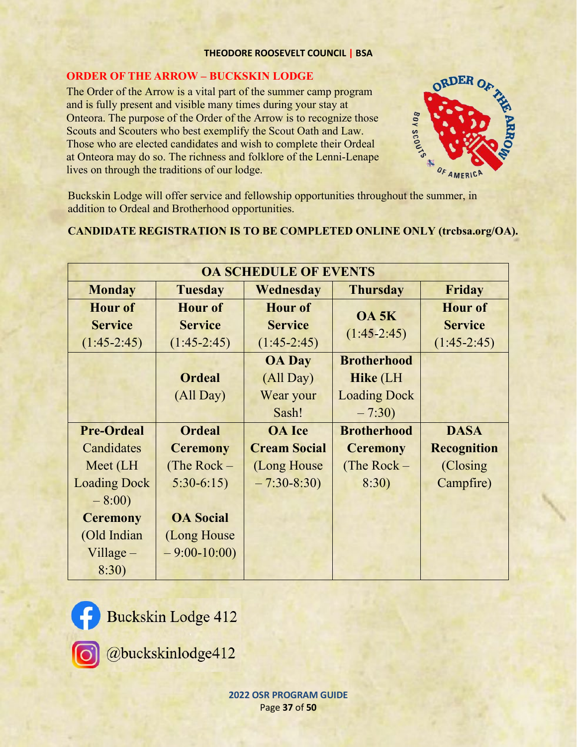## ORDER OF THE ARROW – BUCKSKIN LODGE

The Order of the Arrow is a vital part of the summer camp program and is fully present and visible many times during your stay at Onteora. The purpose of the Order of the Arrow is to recognize those Scouts and Scouters who best exemplify the Scout Oath and Law. Those who are elected candidates and wish to complete their Ordeal at Onteora may do so. The richness and folklore of the Lenni-Lenape lives on through the traditions of our lodge.

Buckskin Lodge will offer service and fellowship opportunities throughout the summer, in addition to Ordeal and Brotherhood opportunities.

**CANDIDATE REGISTRATION IS TO BE COMPLETED ONLINE ONLY (trcbsa.org/OA).**

| OA SCHEDULE OF EVENTS | | | | |
|---|---|---|---|---|
| **Monday** | **Tuesday** | **Wednesday** | **Thursday** | **Friday** |
| **Hour of Service** (1:45-2:45) | **Hour of Service** (1:45-2:45) | **Hour of Service** (1:45-2:45) | **OA 5K** (1:45-2:45) | **Hour of Service** (1:45-2:45) |
| | **Ordeal** (All Day) | **OA Day** (All Day) Wear your Sash! | **Brotherhood Hike** (LH Loading Dock – 7:30) | |
| **Pre-Ordeal** Candidates Meet (LH Loading Dock – 8:00) **Ceremony** (Old Indian Village – 8:30) | **Ordeal Ceremony** (The Rock – 5:30-6:15) **OA Social** (Long House – 9:00-10:00) | **OA Ice Cream Social** (Long House – 7:30-8:30) | **Brotherhood Ceremony** (The Rock – 8:30) | **DASA Recognition** (Closing Campfire) |

Buckskin Lodge 412

@buckskinlodge412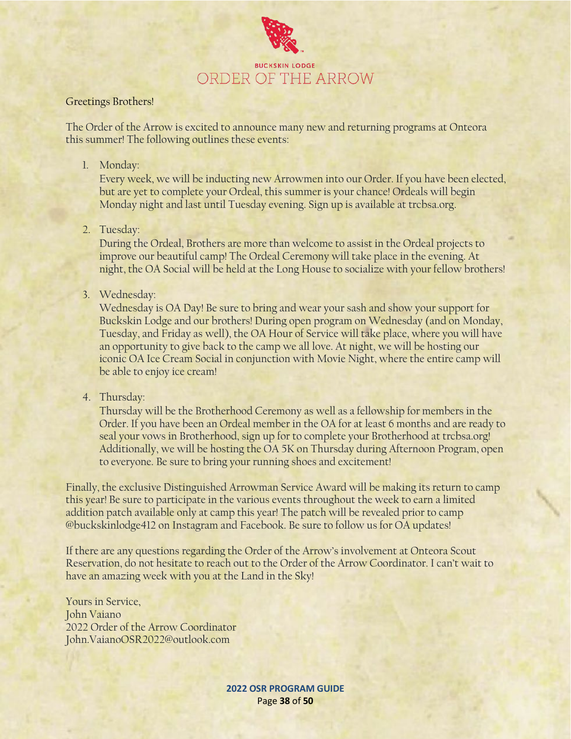BUCKSKIN LODGE

# ORDER OF THE ARROW

Greetings Brothers!

The Order of the Arrow is excited to announce many new and returning programs at Onteora this summer! The following outlines these events:

1. Monday:
   Every week, we will be inducting new Arrowmen into our Order. If you have been elected, but are yet to complete your Ordeal, this summer is your chance! Ordeals will begin Monday night and last until Tuesday evening. Sign up is available at trcbsa.org.

2. Tuesday:
   During the Ordeal, Brothers are more than welcome to assist in the Ordeal projects to improve our beautiful camp! The Ordeal Ceremony will take place in the evening. At night, the OA Social will be held at the Long House to socialize with your fellow brothers!

3. Wednesday:
   Wednesday is OA Day! Be sure to bring and wear your sash and show your support for Buckskin Lodge and our brothers! During open program on Wednesday (and on Monday, Tuesday, and Friday as well), the OA Hour of Service will take place, where you will have an opportunity to give back to the camp we all love. At night, we will be hosting our iconic OA Ice Cream Social in conjunction with Movie Night, where the entire camp will be able to enjoy ice cream!

4. Thursday:
   Thursday will be the Brotherhood Ceremony as well as a fellowship for members in the Order. If you have been an Ordeal member in the OA for at least 6 months and are ready to seal your vows in Brotherhood, sign up for to complete your Brotherhood at trcbsa.org! Additionally, we will be hosting the OA 5K on Thursday during Afternoon Program, open to everyone. Be sure to bring your running shoes and excitement!

Finally, the exclusive Distinguished Arrowman Service Award will be making its return to camp this year! Be sure to participate in the various events throughout the week to earn a limited addition patch available only at camp this year! The patch will be revealed prior to camp @buckskinlodge412 on Instagram and Facebook. Be sure to follow us for OA updates!

If there are any questions regarding the Order of the Arrow's involvement at Onteora Scout Reservation, do not hesitate to reach out to the Order of the Arrow Coordinator. I can't wait to have an amazing week with you at the Land in the Sky!

Yours in Service,
John Vaiano
2022 Order of the Arrow Coordinator
John.VaianoOSR2022@outlook.com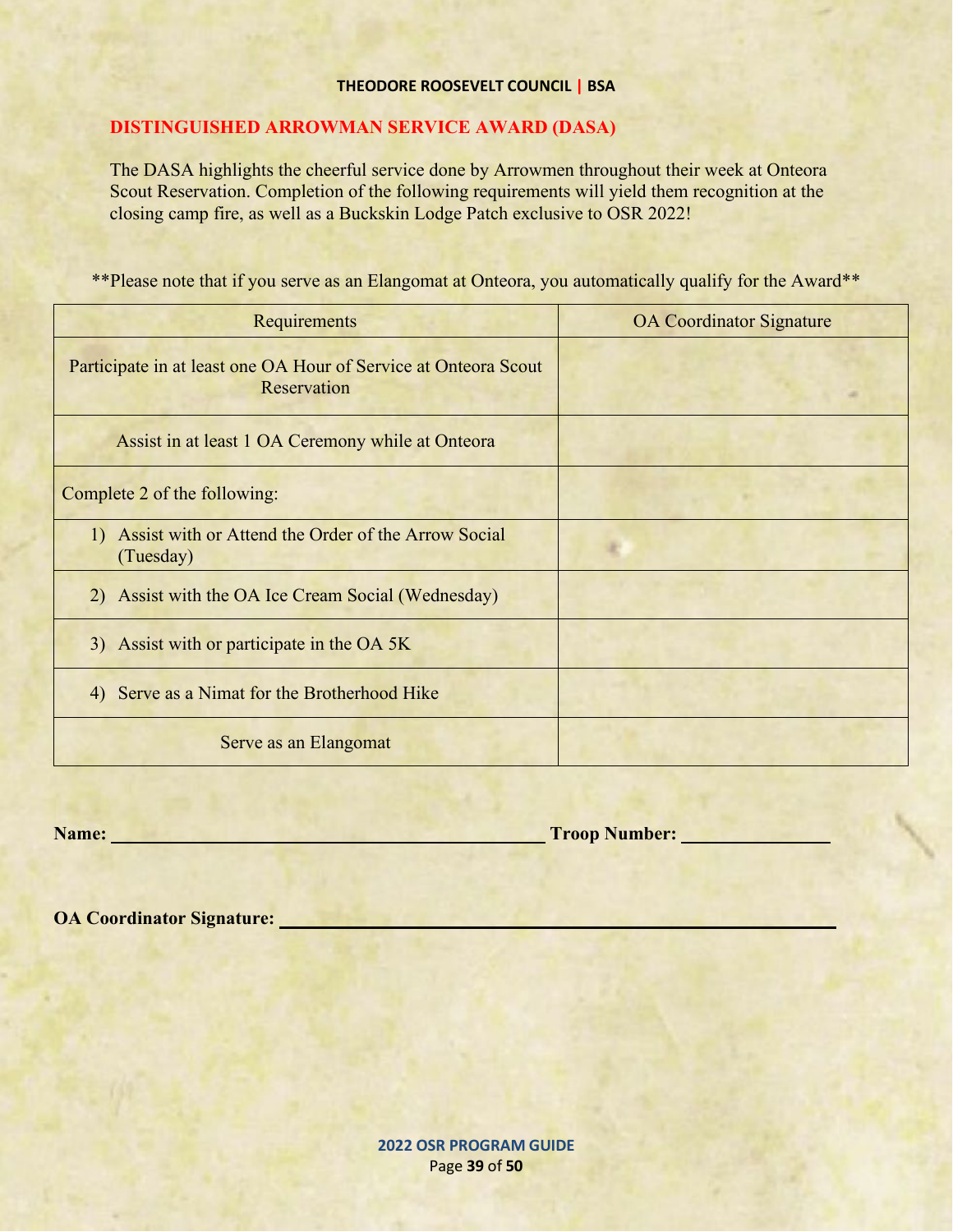## DISTINGUISHED ARROWMAN SERVICE AWARD (DASA)

The DASA highlights the cheerful service done by Arrowmen throughout their week at Onteora Scout Reservation. Completion of the following requirements will yield them recognition at the closing camp fire, as well as a Buckskin Lodge Patch exclusive to OSR 2022!

**Please note that if you serve as an Elangomat at Onteora, you automatically qualify for the Award**

| Requirements | OA Coordinator Signature |
| --- | --- |
| Participate in at least one OA Hour of Service at Onteora Scout Reservation | |
| Assist in at least 1 OA Ceremony while at Onteora | |
| Complete 2 of the following: | |
| 1) Assist with or Attend the Order of the Arrow Social (Tuesday) | |
| 2) Assist with the OA Ice Cream Social (Wednesday) | |
| 3) Assist with or participate in the OA 5K | |
| 4) Serve as a Nimat for the Brotherhood Hike | |
| Serve as an Elangomat | |

**Name:** ______________________________ **Troop Number:** ______________

**OA Coordinator Signature:** ______________________________________